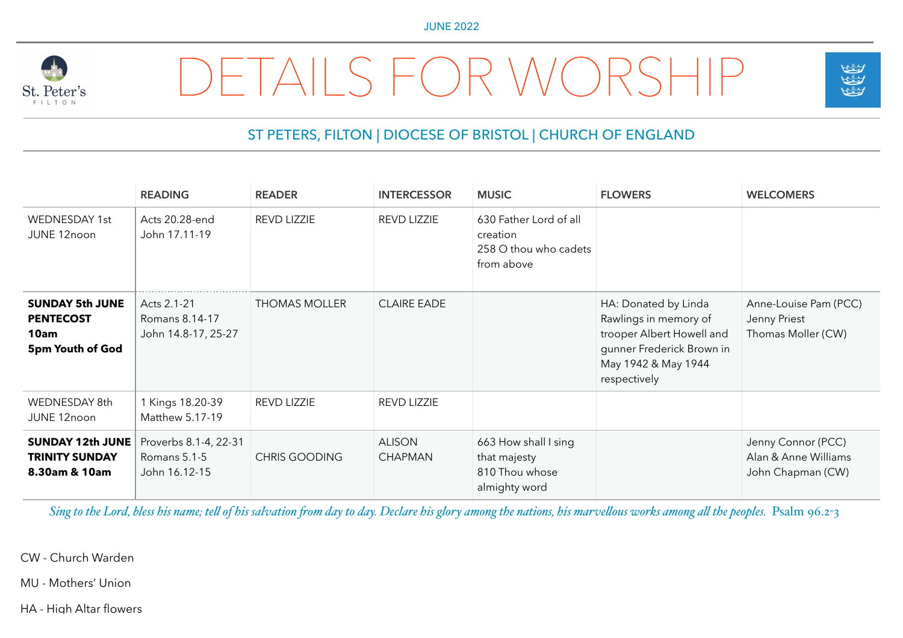JUNE 2022

St. Peter's FILTON

# DETAILS FOR WORSHIP

## ST PETERS, FILTON | DIOCESE OF BRISTOL | CHURCH OF ENGLAND

| | READING | READER | INTERCESSOR | MUSIC | FLOWERS | WELCOMERS |
|---|---|---|---|---|---|---|
| WEDNESDAY 1st JUNE 12noon | Acts 20.28-end<br>John 17.11-19 | REVD LIZZIE | REVD LIZZIE | 630 Father Lord of all creation<br>258 O thou who cadets from above | | |
| **SUNDAY 5th JUNE PENTECOST 10am 5pm Youth of God** | Acts 2.1-21<br>Romans 8.14-17<br>John 14.8-17, 25-27 | THOMAS MOLLER | CLAIRE EADE | | HA: Donated by Linda Rawlings in memory of trooper Albert Howell and gunner Frederick Brown in May 1942 & May 1944 respectively | Anne-Louise Pam (PCC)<br>Jenny Priest<br>Thomas Moller (CW) |
| WEDNESDAY 8th JUNE 12noon | 1 Kings 18.20-39<br>Matthew 5.17-19 | REVD LIZZIE | REVD LIZZIE | | | |
| **SUNDAY 12th JUNE TRINITY SUNDAY 8.30am & 10am** | Proverbs 8.1-4, 22-31<br>Romans 5.1-5<br>John 16.12-15 | CHRIS GOODING | ALISON CHAPMAN | 663 How shall I sing that majesty<br>810 Thou whose almighty word | | Jenny Connor (PCC)<br>Alan & Anne Williams<br>John Chapman (CW) |

*Sing to the Lord, bless his name; tell of his salvation from day to day. Declare his glory among the nations, his marvellous works among all the peoples.* Psalm 96.2-3

CW - Church Warden

MU - Mothers' Union

HA - High Altar flowers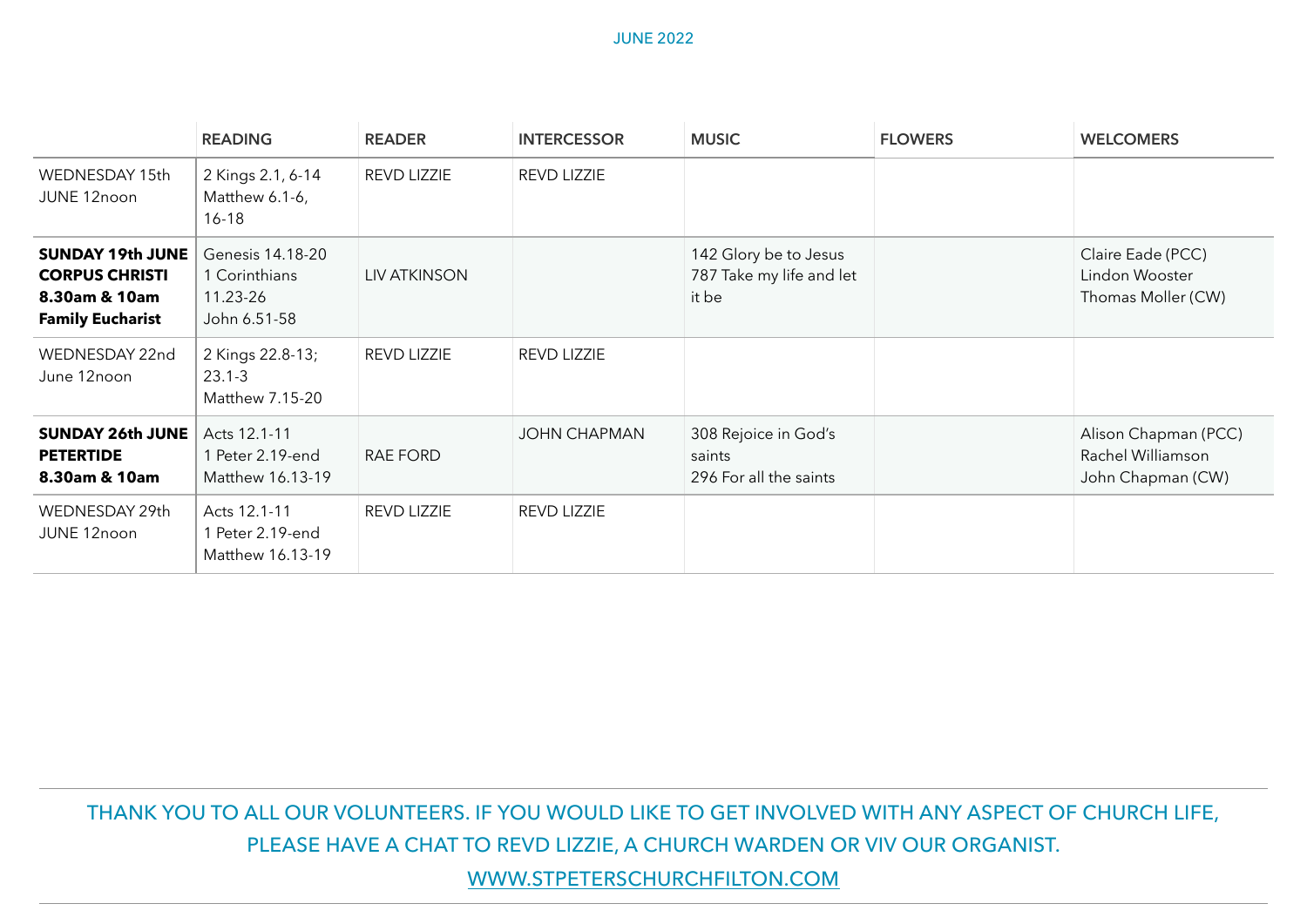JUNE 2022

| | READING | READER | INTERCESSOR | MUSIC | FLOWERS | WELCOMERS |
|---|---|---|---|---|---|---|
| WEDNESDAY 15th JUNE 12noon | 2 Kings 2.1, 6-14<br>Matthew 6.1-6, 16-18 | REVD LIZZIE | REVD LIZZIE | | | |
| **SUNDAY 19th JUNE CORPUS CHRISTI 8.30am & 10am Family Eucharist** | Genesis 14.18-20<br>1 Corinthians 11.23-26<br>John 6.51-58 | LIV ATKINSON | | 142 Glory be to Jesus<br>787 Take my life and let it be | | Claire Eade (PCC)<br>Lindon Wooster<br>Thomas Moller (CW) |
| WEDNESDAY 22nd June 12noon | 2 Kings 22.8-13; 23.1-3<br>Matthew 7.15-20 | REVD LIZZIE | REVD LIZZIE | | | |
| **SUNDAY 26th JUNE PETERTIDE 8.30am & 10am** | Acts 12.1-11<br>1 Peter 2.19-end<br>Matthew 16.13-19 | RAE FORD | JOHN CHAPMAN | 308 Rejoice in God's saints<br>296 For all the saints | | Alison Chapman (PCC)<br>Rachel Williamson<br>John Chapman (CW) |
| WEDNESDAY 29th JUNE 12noon | Acts 12.1-11<br>1 Peter 2.19-end<br>Matthew 16.13-19 | REVD LIZZIE | REVD LIZZIE | | | |

THANK YOU TO ALL OUR VOLUNTEERS. IF YOU WOULD LIKE TO GET INVOLVED WITH ANY ASPECT OF CHURCH LIFE, PLEASE HAVE A CHAT TO REVD LIZZIE, A CHURCH WARDEN OR VIV OUR ORGANIST.

WWW.STPETERSCHURCHFILTON.COM